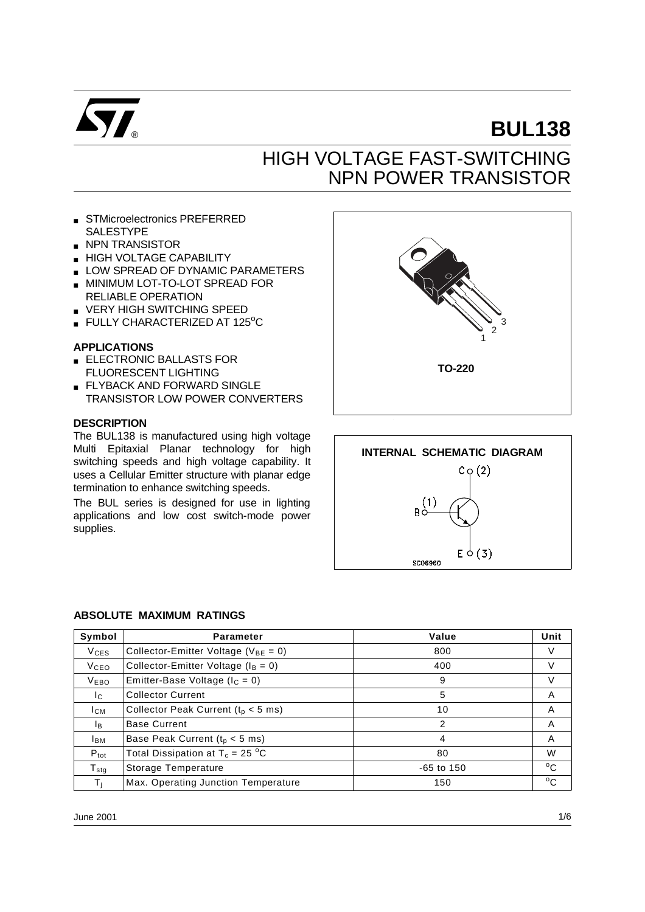# BUL138

## HIGH VOLTAGE FAST-SWITCHING NPN POWER TRANSISTOR

- STMicroelectronics PREFERRED SALESTYPE
- NPN TRANSISTOR
- HIGH VOLTAGE CAPABILITY
- LOW SPREAD OF DYNAMIC PARAMETERS
- MINIMUM LOT-TO-LOT SPREAD FOR RELIABLE OPERATION
- VERY HIGH SWITCHING SPEED
- FULLY CHARACTERIZED AT 125°C

### APPLICATIONS

- ELECTRONIC BALLASTS FOR FLUORESCENT LIGHTING
- FLYBACK AND FORWARD SINGLE TRANSISTOR LOW POWER CONVERTERS

### DESCRIPTION

The BUL138 is manufactured using high voltage Multi Epitaxial Planar technology for high switching speeds and high voltage capability. It uses a Cellular Emitter structure with planar edge termination to enhance switching speeds.

The BUL series is designed for use in lighting applications and low cost switch-mode power supplies.

TO-220

**INTERNAL SCHEMATIC DIAGRAM**

C (2)

B (1)

E (3)

SC06960

### ABSOLUTE MAXIMUM RATINGS

| Symbol | Parameter | Value | Unit |
|---|---|---|---|
| $V_{CES}$ | Collector-Emitter Voltage ($V_{BE} = 0$) | 800 | V |
| $V_{CEO}$ | Collector-Emitter Voltage ($I_B = 0$) | 400 | V |
| $V_{EBO}$ | Emitter-Base Voltage ($I_C = 0$) | 9 | V |
| $I_C$ | Collector Current | 5 | A |
| $I_{CM}$ | Collector Peak Current ($t_p < 5$ ms) | 10 | A |
| $I_B$ | Base Current | 2 | A |
| $I_{BM}$ | Base Peak Current ($t_p < 5$ ms) | 4 | A |
| $P_{tot}$ | Total Dissipation at $T_c = 25$ °C | 80 | W |
| $T_{stg}$ | Storage Temperature | -65 to 150 | °C |
| $T_j$ | Max. Operating Junction Temperature | 150 | °C |

June 2001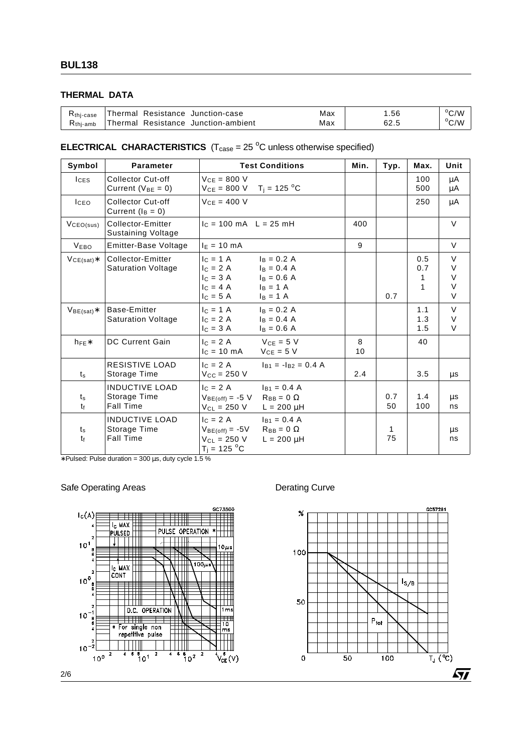## THERMAL DATA

| | | | | |
|---|---|---|---|---|
| $R_{thj-case}$ | Thermal Resistance Junction-case | Max | 1.56 | °C/W |
| $R_{thj-amb}$ | Thermal Resistance Junction-ambient | Max | 62.5 | °C/W |

## ELECTRICAL CHARACTERISTICS ($T_{case}$ = 25 °C unless otherwise specified)

| Symbol | Parameter | Test Conditions | Min. | Typ. | Max. | Unit |
|---|---|---|---|---|---|---|
| $I_{CES}$ | Collector Cut-off Current ($V_{BE}$ = 0) | $V_{CE}$ = 800 V<br>$V_{CE}$ = 800 V $T_j$ = 125 °C | | | 100<br>500 | µA<br>µA |
| $I_{CEO}$ | Collector Cut-off Current ($I_B$ = 0) | $V_{CE}$ = 400 V | | | 250 | µA |
| $V_{CEO(sus)}$ | Collector-Emitter Sustaining Voltage | $I_C$ = 100 mA L = 25 mH | 400 | | | V |
| $V_{EBO}$ | Emitter-Base Voltage | $I_E$ = 10 mA | 9 | | | V |
| $V_{CE(sat)}$∗ | Collector-Emitter Saturation Voltage | $I_C$ = 1 A $I_B$ = 0.2 A<br>$I_C$ = 2 A $I_B$ = 0.4 A<br>$I_C$ = 3 A $I_B$ = 0.6 A<br>$I_C$ = 4 A $I_B$ = 1 A<br>$I_C$ = 5 A $I_B$ = 1 A | | <br><br><br><br>0.7 | 0.5<br>0.7<br>1<br>1<br> | V<br>V<br>V<br>V<br>V |
| $V_{BE(sat)}$∗ | Base-Emitter Saturation Voltage | $I_C$ = 1 A $I_B$ = 0.2 A<br>$I_C$ = 2 A $I_B$ = 0.4 A<br>$I_C$ = 3 A $I_B$ = 0.6 A | | | 1.1<br>1.3<br>1.5 | V<br>V<br>V |
| $h_{FE}$∗ | DC Current Gain | $I_C$ = 2 A $V_{CE}$ = 5 V<br>$I_C$ = 10 mA $V_{CE}$ = 5 V | 8<br>10 | | 40 | |
| $t_s$ | RESISTIVE LOAD<br>Storage Time | $I_C$ = 2 A $I_{B1}$ = -$I_{B2}$ = 0.4 A<br>$V_{CC}$ = 250 V | 2.4 | | 3.5 | µs |
| $t_s$<br>$t_f$ | INDUCTIVE LOAD<br>Storage Time<br>Fall Time | $I_C$ = 2 A $I_{B1}$ = 0.4 A<br>$V_{BE(off)}$ = -5 V $R_{BB}$ = 0 Ω<br>$V_{CL}$ = 250 V L = 200 µH | | 0.7<br>50 | 1.4<br>100 | µs<br>ns |
| $t_s$<br>$t_f$ | INDUCTIVE LOAD<br>Storage Time<br>Fall Time | $I_C$ = 2 A $I_{B1}$ = 0.4 A<br>$V_{BE(off)}$ = -5V $R_{BB}$ = 0 Ω<br>$V_{CL}$ = 250 V L = 200 µH<br>$T_j$ = 125 °C | | 1<br>75 | | µs<br>ns |

∗Pulsed: Pulse duration = 300 µs, duty cycle 1.5 %

Safe Operating Areas

Derating Curve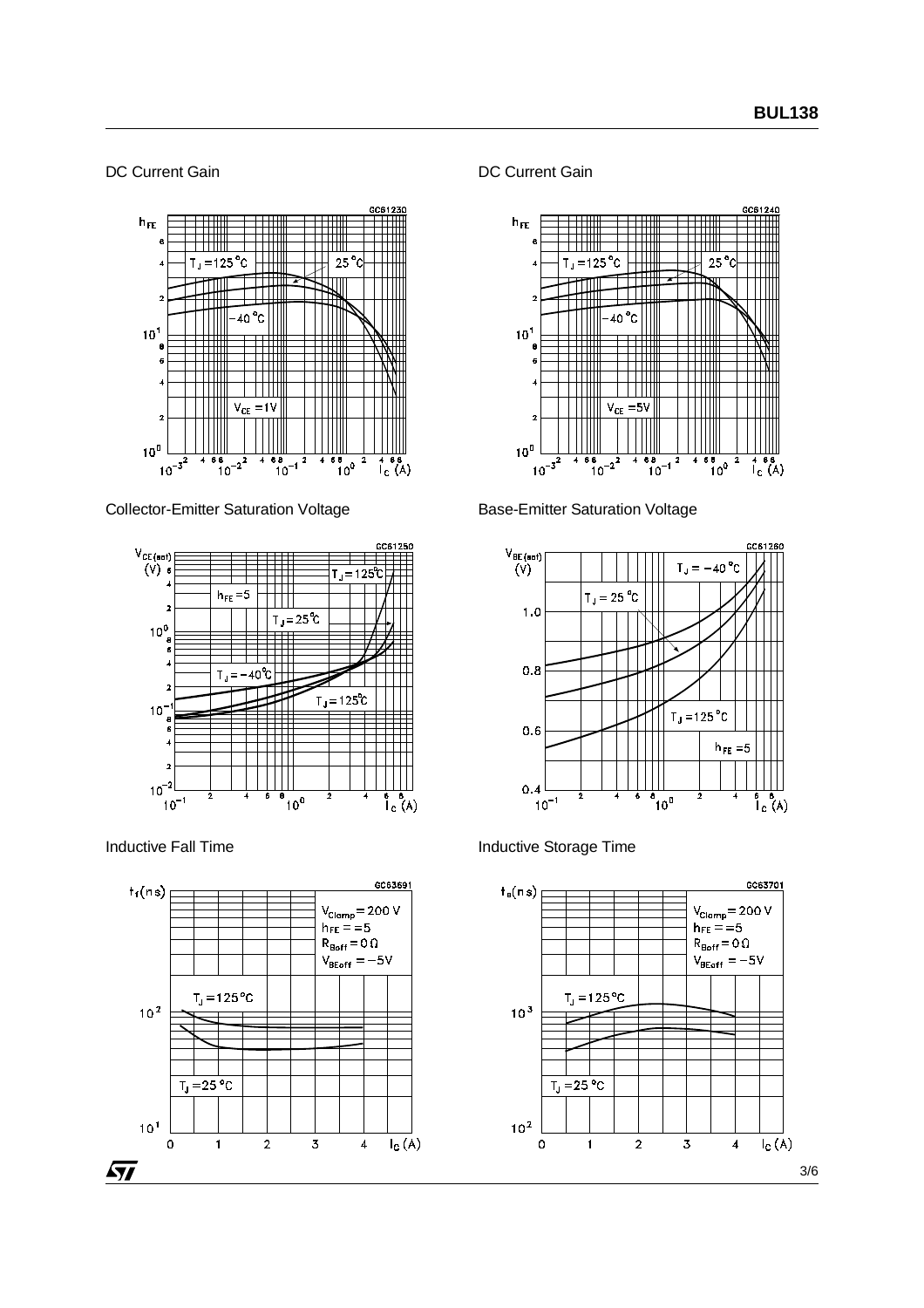DC Current Gain

DC Current Gain

Collector-Emitter Saturation Voltage

Base-Emitter Saturation Voltage

Inductive Fall Time

Inductive Storage Time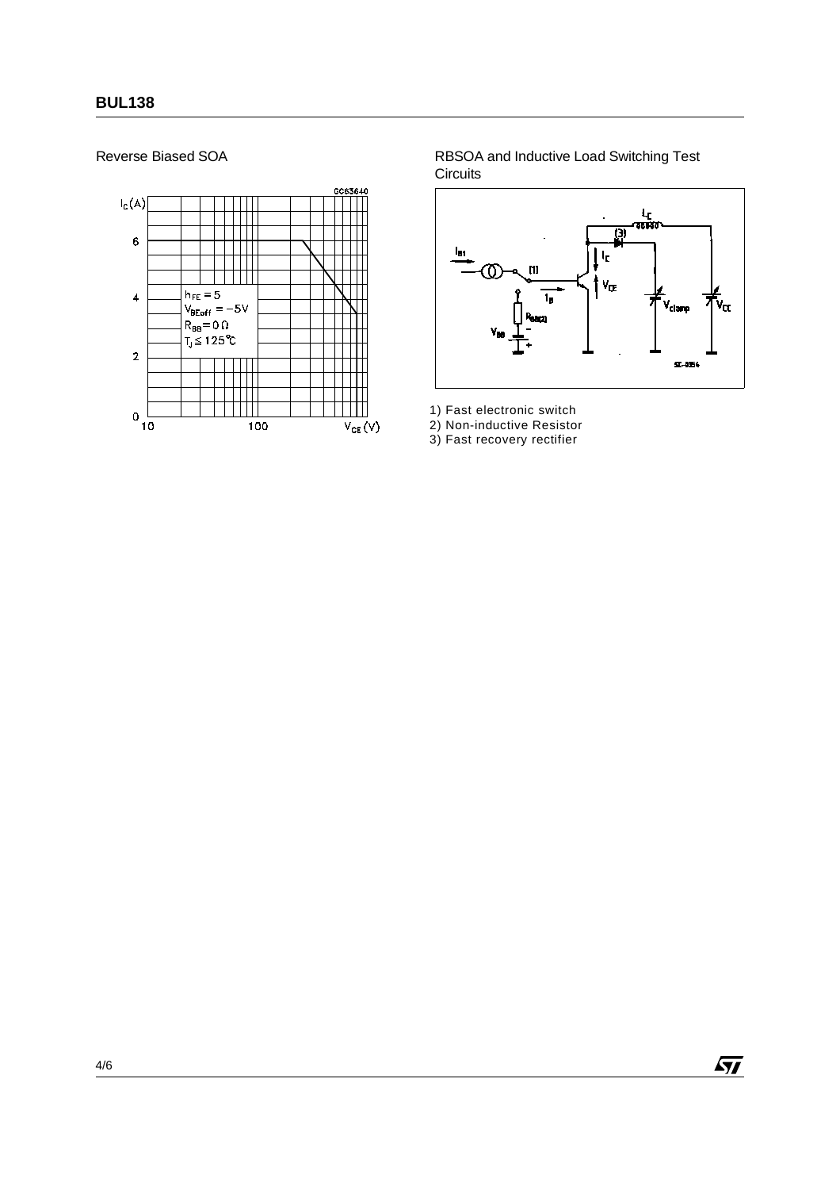Reverse Biased SOA

RBSOA and Inductive Load Switching Test Circuits

1) Fast electronic switch
2) Non-inductive Resistor
3) Fast recovery rectifier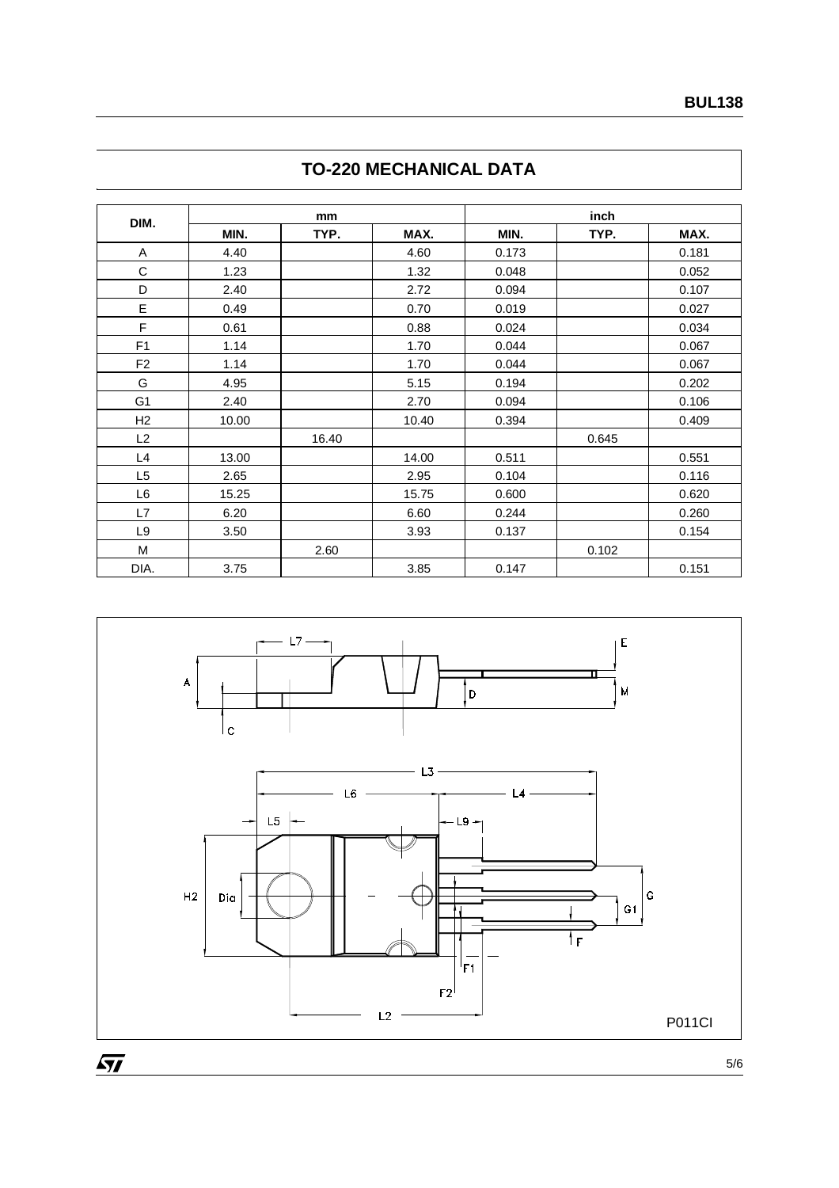## TO-220 MECHANICAL DATA

| DIM. | mm | | | inch | | |
|---|---|---|---|---|---|---|
| | MIN. | TYP. | MAX. | MIN. | TYP. | MAX. |
| A | 4.40 | | 4.60 | 0.173 | | 0.181 |
| C | 1.23 | | 1.32 | 0.048 | | 0.052 |
| D | 2.40 | | 2.72 | 0.094 | | 0.107 |
| E | 0.49 | | 0.70 | 0.019 | | 0.027 |
| F | 0.61 | | 0.88 | 0.024 | | 0.034 |
| F1 | 1.14 | | 1.70 | 0.044 | | 0.067 |
| F2 | 1.14 | | 1.70 | 0.044 | | 0.067 |
| G | 4.95 | | 5.15 | 0.194 | | 0.202 |
| G1 | 2.40 | | 2.70 | 0.094 | | 0.106 |
| H2 | 10.00 | | 10.40 | 0.394 | | 0.409 |
| L2 | | 16.40 | | | 0.645 | |
| L4 | 13.00 | | 14.00 | 0.511 | | 0.551 |
| L5 | 2.65 | | 2.95 | 0.104 | | 0.116 |
| L6 | 15.25 | | 15.75 | 0.600 | | 0.620 |
| L7 | 6.20 | | 6.60 | 0.244 | | 0.260 |
| L9 | 3.50 | | 3.93 | 0.137 | | 0.154 |
| M | | 2.60 | | | 0.102 | |
| DIA. | 3.75 | | 3.85 | 0.147 | | 0.151 |

P011CI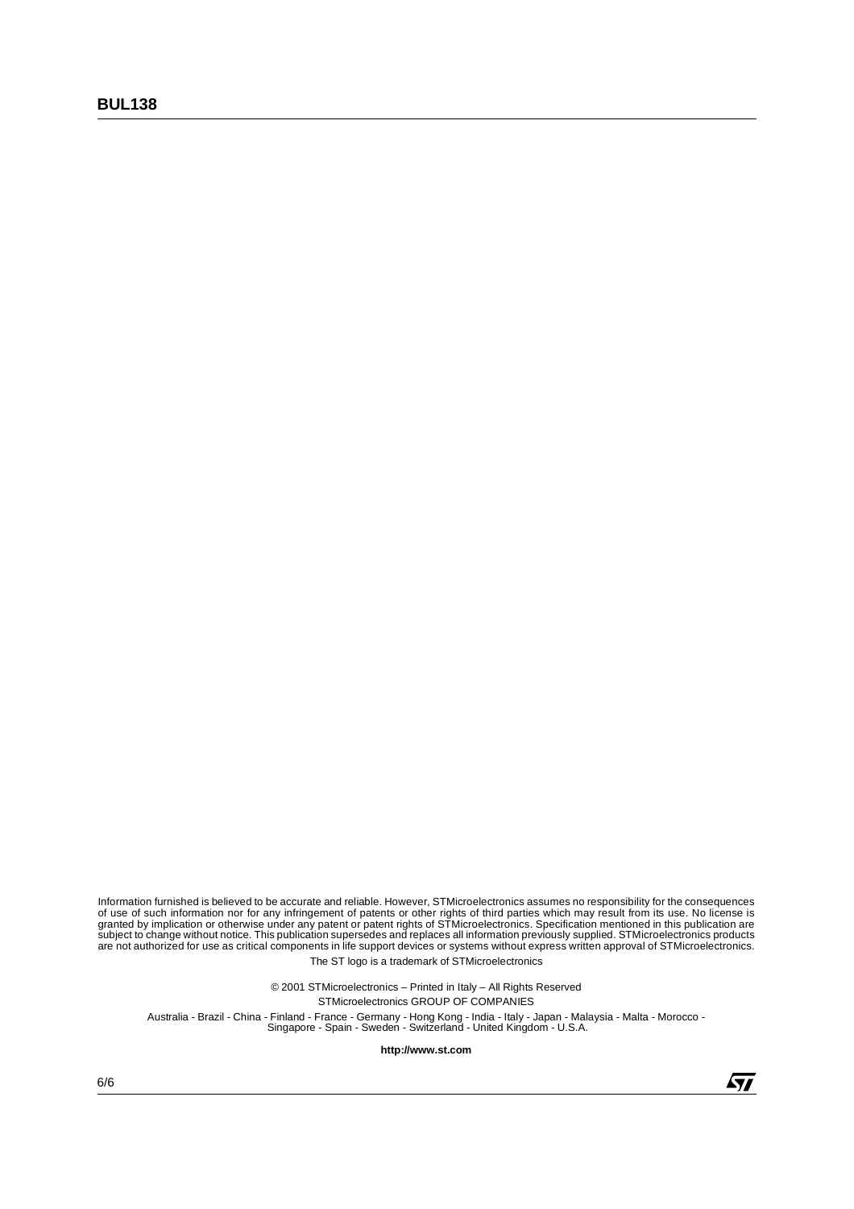Information furnished is believed to be accurate and reliable. However, STMicroelectronics assumes no responsibility for the consequences of use of such information nor for any infringement of patents or other rights of third parties which may result from its use. No license is granted by implication or otherwise under any patent or patent rights of STMicroelectronics. Specification mentioned in this publication are subject to change without notice. This publication supersedes and replaces all information previously supplied. STMicroelectronics products are not authorized for use as critical components in life support devices or systems without express written approval of STMicroelectronics.

The ST logo is a trademark of STMicroelectronics

© 2001 STMicroelectronics – Printed in Italy – All Rights Reserved

STMicroelectronics GROUP OF COMPANIES

Australia - Brazil - China - Finland - France - Germany - Hong Kong - India - Italy - Japan - Malaysia - Malta - Morocco - Singapore - Spain - Sweden - Switzerland - United Kingdom - U.S.A.

**http://www.st.com**